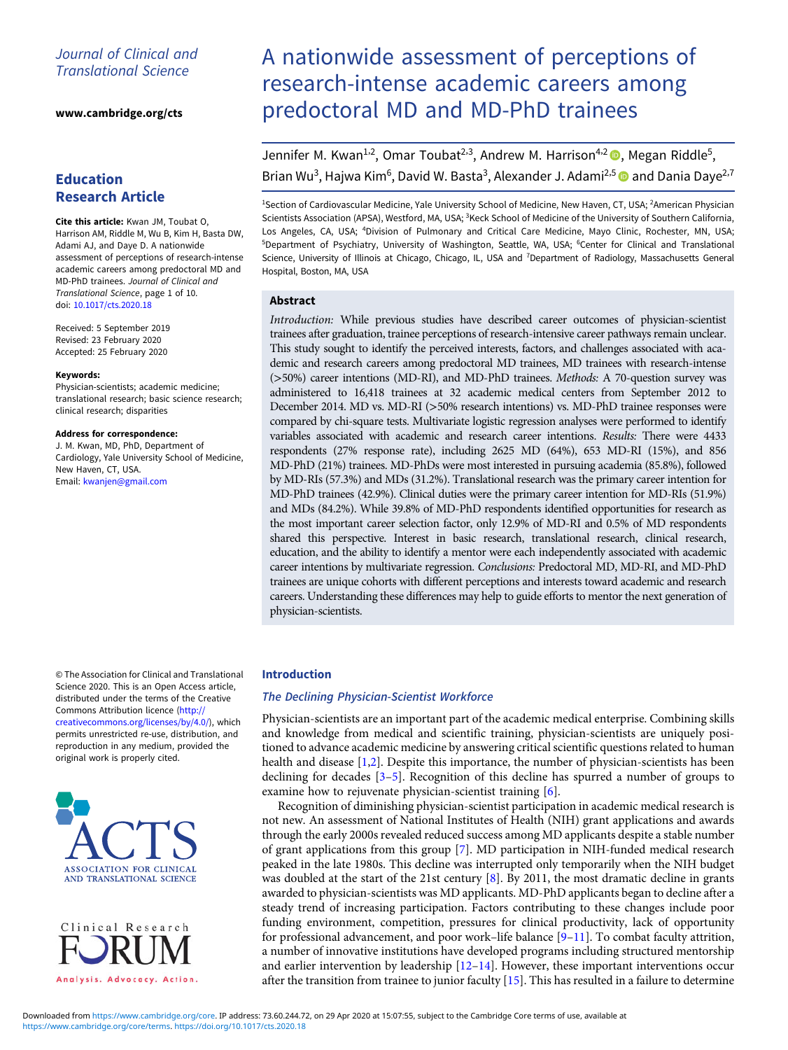Journal of Clinical and Translational Science

www.cambridge.org/cts

## Education Research Article

**Cite this article:** Kwan JM, Toubat O, Harrison AM, Riddle M, Wu B, Kim H, Basta DW, Adami AJ, and Daye D. A nationwide assessment of perceptions of research-intense academic careers among predoctoral MD and MD-PhD trainees. *Journal of Clinical and Translational Science*, page 1 of 10. doi: 10.1017/cts.2020.18

Received: 5 September 2019
Revised: 23 February 2020
Accepted: 25 February 2020

**Keywords:**
Physician-scientists; academic medicine; translational research; basic science research; clinical research; disparities

**Address for correspondence:**
J. M. Kwan, MD, PhD, Department of Cardiology, Yale University School of Medicine, New Haven, CT, USA.
Email: kwanjen@gmail.com

© The Association for Clinical and Translational Science 2020. This is an Open Access article, distributed under the terms of the Creative Commons Attribution licence (http://creativecommons.org/licenses/by/4.0/), which permits unrestricted re-use, distribution, and reproduction in any medium, provided the original work is properly cited.

# A nationwide assessment of perceptions of research-intense academic careers among predoctoral MD and MD-PhD trainees

Jennifer M. Kwan[1,2], Omar Toubat[2,3], Andrew M. Harrison[4,2], Megan Riddle[5], Brian Wu[3], Hajwa Kim[6], David W. Basta[3], Alexander J. Adami[2,5] and Dania Daye[2,7]

[1]Section of Cardiovascular Medicine, Yale University School of Medicine, New Haven, CT, USA; [2]American Physician Scientists Association (APSA), Westford, MA, USA; [3]Keck School of Medicine of the University of Southern California, Los Angeles, CA, USA; [4]Division of Pulmonary and Critical Care Medicine, Mayo Clinic, Rochester, MN, USA; [5]Department of Psychiatry, University of Washington, Seattle, WA, USA; [6]Center for Clinical and Translational Science, University of Illinois at Chicago, Chicago, IL, USA and [7]Department of Radiology, Massachusetts General Hospital, Boston, MA, USA

### Abstract

*Introduction:* While previous studies have described career outcomes of physician-scientist trainees after graduation, trainee perceptions of research-intensive career pathways remain unclear. This study sought to identify the perceived interests, factors, and challenges associated with academic and research careers among predoctoral MD trainees, MD trainees with research-intense (>50%) career intentions (MD-RI), and MD-PhD trainees. *Methods:* A 70-question survey was administered to 16,418 trainees at 32 academic medical centers from September 2012 to December 2014. MD vs. MD-RI (>50% research intentions) vs. MD-PhD trainee responses were compared by chi-square tests. Multivariate logistic regression analyses were performed to identify variables associated with academic and research career intentions. *Results:* There were 4433 respondents (27% response rate), including 2625 MD (64%), 653 MD-RI (15%), and 856 MD-PhD (21%) trainees. MD-PhDs were most interested in pursuing academia (85.8%), followed by MD-RIs (57.3%) and MDs (31.2%). Translational research was the primary career intention for MD-PhD trainees (42.9%). Clinical duties were the primary career intention for MD-RIs (51.9%) and MDs (84.2%). While 39.8% of MD-PhD respondents identified opportunities for research as the most important career selection factor, only 12.9% of MD-RI and 0.5% of MD respondents shared this perspective. Interest in basic research, translational research, clinical research, education, and the ability to identify a mentor were each independently associated with academic career intentions by multivariate regression. *Conclusions:* Predoctoral MD, MD-RI, and MD-PhD trainees are unique cohorts with different perceptions and interests toward academic and research careers. Understanding these differences may help to guide efforts to mentor the next generation of physician-scientists.

## Introduction

### *The Declining Physician-Scientist Workforce*

Physician-scientists are an important part of the academic medical enterprise. Combining skills and knowledge from medical and scientific training, physician-scientists are uniquely positioned to advance academic medicine by answering critical scientific questions related to human health and disease [1,2]. Despite this importance, the number of physician-scientists has been declining for decades [3–5]. Recognition of this decline has spurred a number of groups to examine how to rejuvenate physician-scientist training [6].

Recognition of diminishing physician-scientist participation in academic medical research is not new. An assessment of National Institutes of Health (NIH) grant applications and awards through the early 2000s revealed reduced success among MD applicants despite a stable number of grant applications from this group [7]. MD participation in NIH-funded medical research peaked in the late 1980s. This decline was interrupted only temporarily when the NIH budget was doubled at the start of the 21st century [8]. By 2011, the most dramatic decline in grants awarded to physician-scientists was MD applicants. MD-PhD applicants began to decline after a steady trend of increasing participation. Factors contributing to these changes include poor funding environment, competition, pressures for clinical productivity, lack of opportunity for professional advancement, and poor work–life balance [9–11]. To combat faculty attrition, a number of innovative institutions have developed programs including structured mentorship and earlier intervention by leadership [12–14]. However, these important interventions occur after the transition from trainee to junior faculty [15]. This has resulted in a failure to determine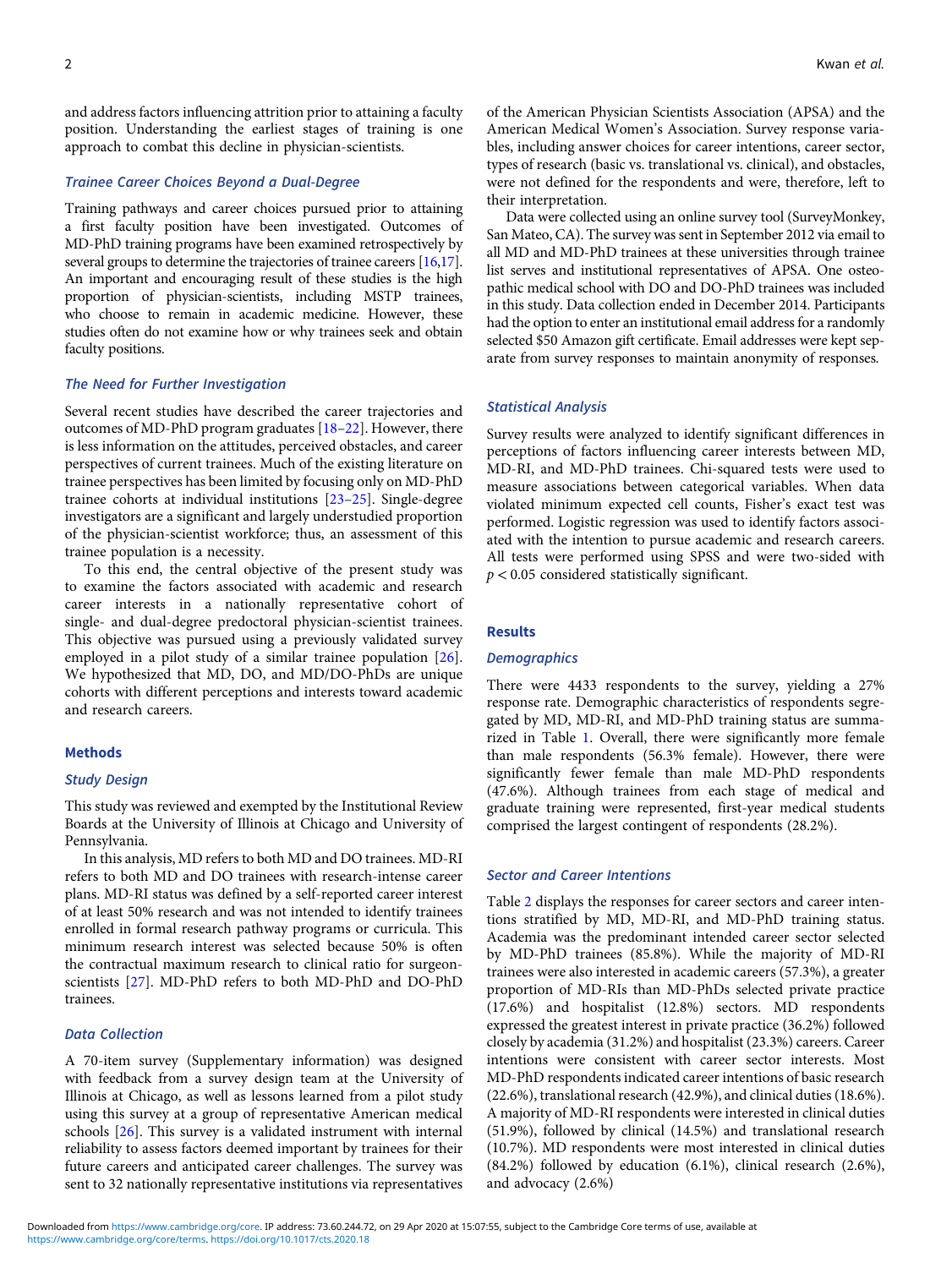and address factors influencing attrition prior to attaining a faculty position. Understanding the earliest stages of training is one approach to combat this decline in physician-scientists.

### *Trainee Career Choices Beyond a Dual-Degree*

Training pathways and career choices pursued prior to attaining a first faculty position have been investigated. Outcomes of MD-PhD training programs have been examined retrospectively by several groups to determine the trajectories of trainee careers [16,17]. An important and encouraging result of these studies is the high proportion of physician-scientists, including MSTP trainees, who choose to remain in academic medicine. However, these studies often do not examine how or why trainees seek and obtain faculty positions.

### *The Need for Further Investigation*

Several recent studies have described the career trajectories and outcomes of MD-PhD program graduates [18–22]. However, there is less information on the attitudes, perceived obstacles, and career perspectives of current trainees. Much of the existing literature on trainee perspectives has been limited by focusing only on MD-PhD trainee cohorts at individual institutions [23–25]. Single-degree investigators are a significant and largely understudied proportion of the physician-scientist workforce; thus, an assessment of this trainee population is a necessity.

To this end, the central objective of the present study was to examine the factors associated with academic and research career interests in a nationally representative cohort of single- and dual-degree predoctoral physician-scientist trainees. This objective was pursued using a previously validated survey employed in a pilot study of a similar trainee population [26]. We hypothesized that MD, DO, and MD/DO-PhDs are unique cohorts with different perceptions and interests toward academic and research careers.

## Methods

### *Study Design*

This study was reviewed and exempted by the Institutional Review Boards at the University of Illinois at Chicago and University of Pennsylvania.

In this analysis, MD refers to both MD and DO trainees. MD-RI refers to both MD and DO trainees with research-intense career plans. MD-RI status was defined by a self-reported career interest of at least 50% research and was not intended to identify trainees enrolled in formal research pathway programs or curricula. This minimum research interest was selected because 50% is often the contractual maximum research to clinical ratio for surgeon-scientists [27]. MD-PhD refers to both MD-PhD and DO-PhD trainees.

### *Data Collection*

A 70-item survey (Supplementary information) was designed with feedback from a survey design team at the University of Illinois at Chicago, as well as lessons learned from a pilot study using this survey at a group of representative American medical schools [26]. This survey is a validated instrument with internal reliability to assess factors deemed important by trainees for their future careers and anticipated career challenges. The survey was sent to 32 nationally representative institutions via representatives of the American Physician Scientists Association (APSA) and the American Medical Women's Association. Survey response variables, including answer choices for career intentions, career sector, types of research (basic vs. translational vs. clinical), and obstacles, were not defined for the respondents and were, therefore, left to their interpretation.

Data were collected using an online survey tool (SurveyMonkey, San Mateo, CA). The survey was sent in September 2012 via email to all MD and MD-PhD trainees at these universities through trainee list serves and institutional representatives of APSA. One osteopathic medical school with DO and DO-PhD trainees was included in this study. Data collection ended in December 2014. Participants had the option to enter an institutional email address for a randomly selected $50 Amazon gift certificate. Email addresses were kept separate from survey responses to maintain anonymity of responses.

### *Statistical Analysis*

Survey results were analyzed to identify significant differences in perceptions of factors influencing career interests between MD, MD-RI, and MD-PhD trainees. Chi-squared tests were used to measure associations between categorical variables. When data violated minimum expected cell counts, Fisher's exact test was performed. Logistic regression was used to identify factors associated with the intention to pursue academic and research careers. All tests were performed using SPSS and were two-sided with $p < 0.05$ considered statistically significant.

## Results

### *Demographics*

There were 4433 respondents to the survey, yielding a 27% response rate. Demographic characteristics of respondents segregated by MD, MD-RI, and MD-PhD training status are summarized in Table 1. Overall, there were significantly more female than male respondents (56.3% female). However, there were significantly fewer female than male MD-PhD respondents (47.6%). Although trainees from each stage of medical and graduate training were represented, first-year medical students comprised the largest contingent of respondents (28.2%).

### *Sector and Career Intentions*

Table 2 displays the responses for career sectors and career intentions stratified by MD, MD-RI, and MD-PhD training status. Academia was the predominant intended career sector selected by MD-PhD trainees (85.8%). While the majority of MD-RI trainees were also interested in academic careers (57.3%), a greater proportion of MD-RIs than MD-PhDs selected private practice (17.6%) and hospitalist (12.8%) sectors. MD respondents expressed the greatest interest in private practice (36.2%) followed closely by academia (31.2%) and hospitalist (23.3%) careers. Career intentions were consistent with career sector interests. Most MD-PhD respondents indicated career intentions of basic research (22.6%), translational research (42.9%), and clinical duties (18.6%). A majority of MD-RI respondents were interested in clinical duties (51.9%), followed by clinical (14.5%) and translational research (10.7%). MD respondents were most interested in clinical duties (84.2%) followed by education (6.1%), clinical research (2.6%), and advocacy (2.6%)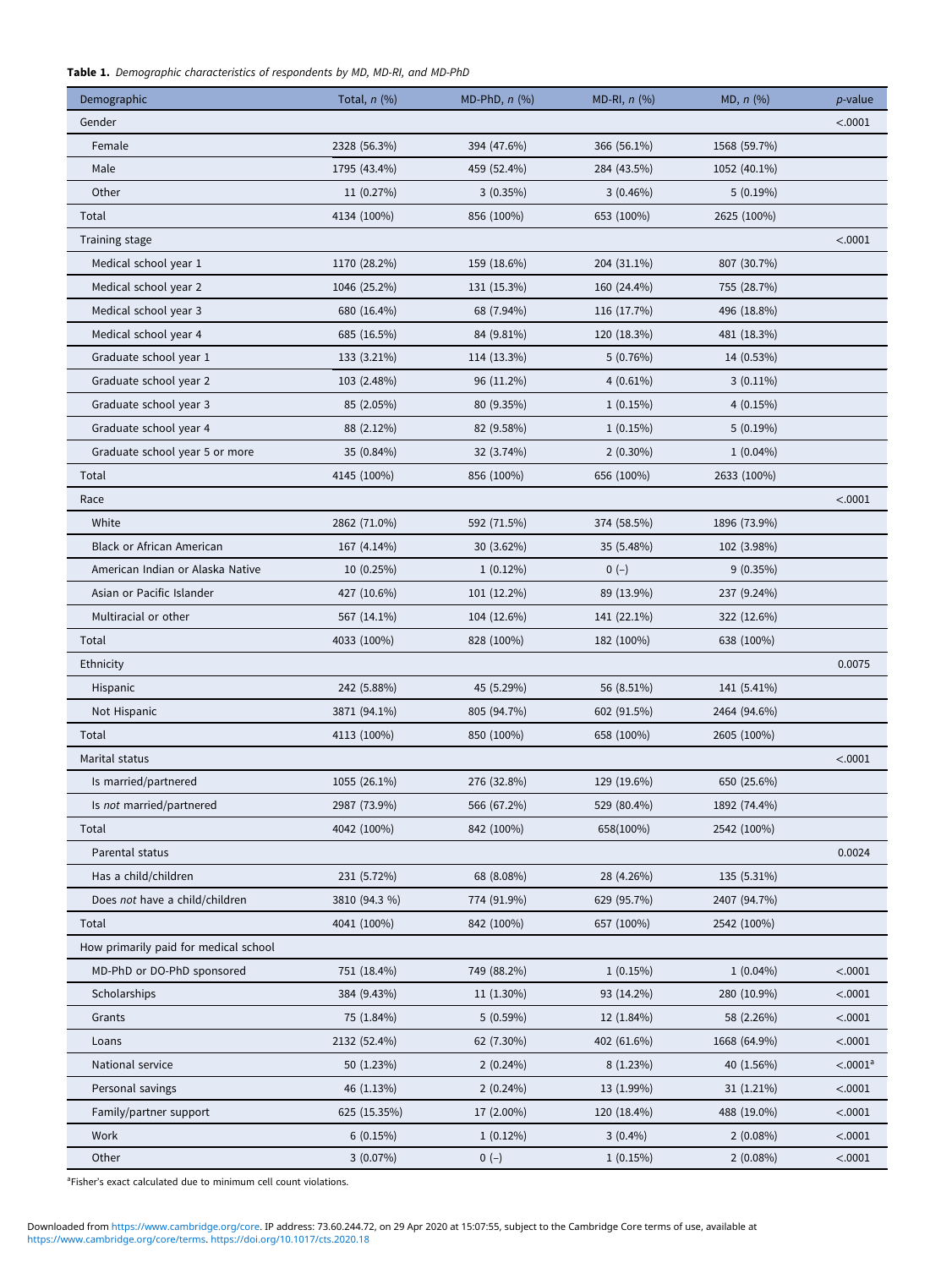**Table 1.** *Demographic characteristics of respondents by MD, MD-RI, and MD-PhD*

| Demographic | Total, *n* (%) | MD-PhD, *n* (%) | MD-RI, *n* (%) | MD, *n* (%) | *p*-value |
|---|---|---|---|---|---|
| Gender | | | | | <.0001 |
| Female | 2328 (56.3%) | 394 (47.6%) | 366 (56.1%) | 1568 (59.7%) | |
| Male | 1795 (43.4%) | 459 (52.4%) | 284 (43.5%) | 1052 (40.1%) | |
| Other | 11 (0.27%) | 3 (0.35%) | 3 (0.46%) | 5 (0.19%) | |
| Total | 4134 (100%) | 856 (100%) | 653 (100%) | 2625 (100%) | |
| Training stage | | | | | <.0001 |
| Medical school year 1 | 1170 (28.2%) | 159 (18.6%) | 204 (31.1%) | 807 (30.7%) | |
| Medical school year 2 | 1046 (25.2%) | 131 (15.3%) | 160 (24.4%) | 755 (28.7%) | |
| Medical school year 3 | 680 (16.4%) | 68 (7.94%) | 116 (17.7%) | 496 (18.8%) | |
| Medical school year 4 | 685 (16.5%) | 84 (9.81%) | 120 (18.3%) | 481 (18.3%) | |
| Graduate school year 1 | 133 (3.21%) | 114 (13.3%) | 5 (0.76%) | 14 (0.53%) | |
| Graduate school year 2 | 103 (2.48%) | 96 (11.2%) | 4 (0.61%) | 3 (0.11%) | |
| Graduate school year 3 | 85 (2.05%) | 80 (9.35%) | 1 (0.15%) | 4 (0.15%) | |
| Graduate school year 4 | 88 (2.12%) | 82 (9.58%) | 1 (0.15%) | 5 (0.19%) | |
| Graduate school year 5 or more | 35 (0.84%) | 32 (3.74%) | 2 (0.30%) | 1 (0.04%) | |
| Total | 4145 (100%) | 856 (100%) | 656 (100%) | 2633 (100%) | |
| Race | | | | | <.0001 |
| White | 2862 (71.0%) | 592 (71.5%) | 374 (58.5%) | 1896 (73.9%) | |
| Black or African American | 167 (4.14%) | 30 (3.62%) | 35 (5.48%) | 102 (3.98%) | |
| American Indian or Alaska Native | 10 (0.25%) | 1 (0.12%) | 0 (–) | 9 (0.35%) | |
| Asian or Pacific Islander | 427 (10.6%) | 101 (12.2%) | 89 (13.9%) | 237 (9.24%) | |
| Multiracial or other | 567 (14.1%) | 104 (12.6%) | 141 (22.1%) | 322 (12.6%) | |
| Total | 4033 (100%) | 828 (100%) | 182 (100%) | 638 (100%) | |
| Ethnicity | | | | | 0.0075 |
| Hispanic | 242 (5.88%) | 45 (5.29%) | 56 (8.51%) | 141 (5.41%) | |
| Not Hispanic | 3871 (94.1%) | 805 (94.7%) | 602 (91.5%) | 2464 (94.6%) | |
| Total | 4113 (100%) | 850 (100%) | 658 (100%) | 2605 (100%) | |
| Marital status | | | | | <.0001 |
| Is married/partnered | 1055 (26.1%) | 276 (32.8%) | 129 (19.6%) | 650 (25.6%) | |
| Is *not* married/partnered | 2987 (73.9%) | 566 (67.2%) | 529 (80.4%) | 1892 (74.4%) | |
| Total | 4042 (100%) | 842 (100%) | 658(100%) | 2542 (100%) | |
| Parental status | | | | | 0.0024 |
| Has a child/children | 231 (5.72%) | 68 (8.08%) | 28 (4.26%) | 135 (5.31%) | |
| Does *not* have a child/children | 3810 (94.3 %) | 774 (91.9%) | 629 (95.7%) | 2407 (94.7%) | |
| Total | 4041 (100%) | 842 (100%) | 657 (100%) | 2542 (100%) | |
| How primarily paid for medical school | | | | | |
| MD-PhD or DO-PhD sponsored | 751 (18.4%) | 749 (88.2%) | 1 (0.15%) | 1 (0.04%) | <.0001 |
| Scholarships | 384 (9.43%) | 11 (1.30%) | 93 (14.2%) | 280 (10.9%) | <.0001 |
| Grants | 75 (1.84%) | 5 (0.59%) | 12 (1.84%) | 58 (2.26%) | <.0001 |
| Loans | 2132 (52.4%) | 62 (7.30%) | 402 (61.6%) | 1668 (64.9%) | <.0001 |
| National service | 50 (1.23%) | 2 (0.24%) | 8 (1.23%) | 40 (1.56%) | <.0001[a] |
| Personal savings | 46 (1.13%) | 2 (0.24%) | 13 (1.99%) | 31 (1.21%) | <.0001 |
| Family/partner support | 625 (15.35%) | 17 (2.00%) | 120 (18.4%) | 488 (19.0%) | <.0001 |
| Work | 6 (0.15%) | 1 (0.12%) | 3 (0.4%) | 2 (0.08%) | <.0001 |
| Other | 3 (0.07%) | 0 (–) | 1 (0.15%) | 2 (0.08%) | <.0001 |

[a]Fisher's exact calculated due to minimum cell count violations.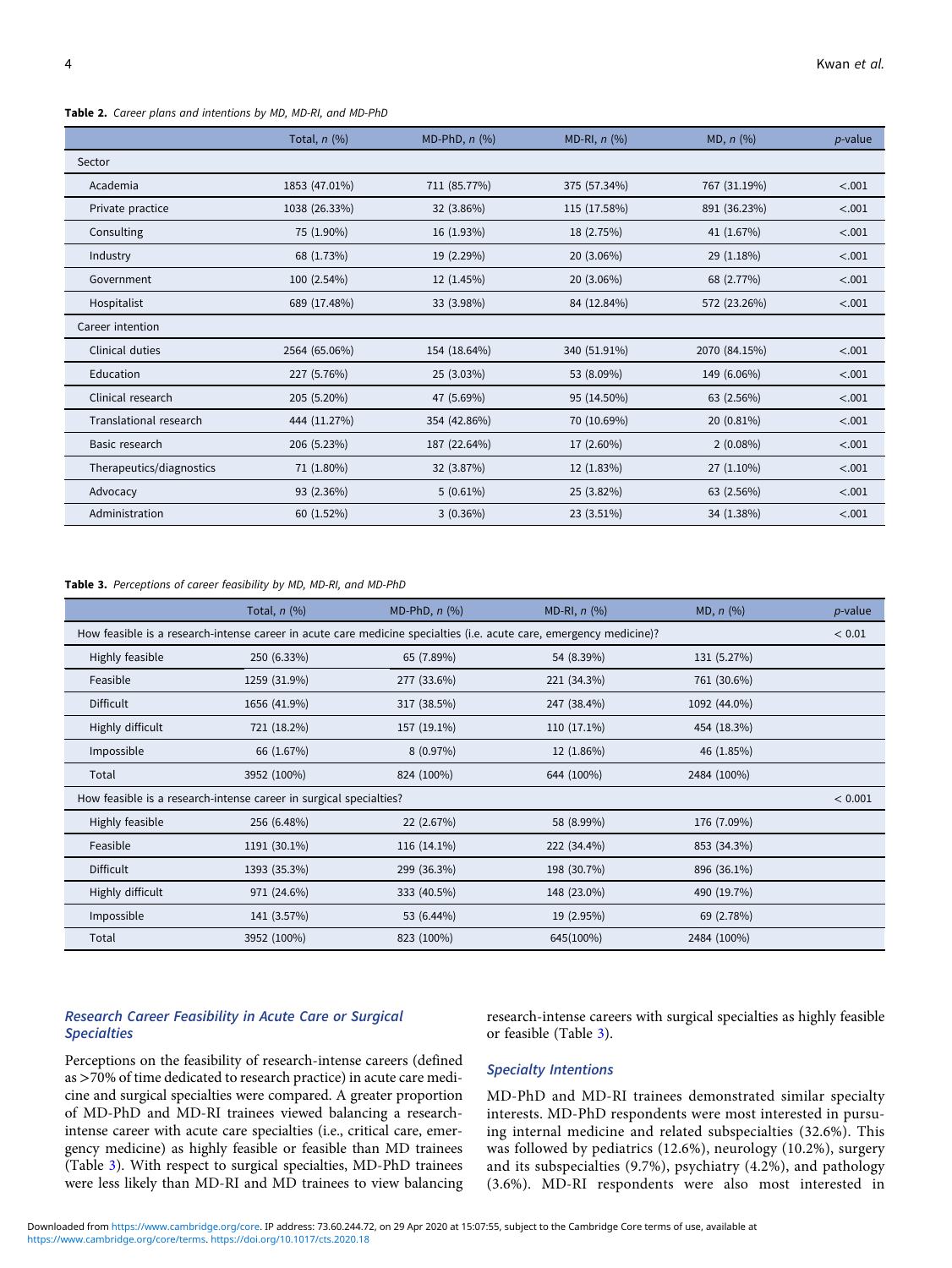**Table 2.** *Career plans and intentions by MD, MD-RI, and MD-PhD*

| | Total, *n* (%) | MD-PhD, *n* (%) | MD-RI, *n* (%) | MD, *n* (%) | *p*-value |
|---|---|---|---|---|---|
| Sector | | | | | |
| Academia | 1853 (47.01%) | 711 (85.77%) | 375 (57.34%) | 767 (31.19%) | <.001 |
| Private practice | 1038 (26.33%) | 32 (3.86%) | 115 (17.58%) | 891 (36.23%) | <.001 |
| Consulting | 75 (1.90%) | 16 (1.93%) | 18 (2.75%) | 41 (1.67%) | <.001 |
| Industry | 68 (1.73%) | 19 (2.29%) | 20 (3.06%) | 29 (1.18%) | <.001 |
| Government | 100 (2.54%) | 12 (1.45%) | 20 (3.06%) | 68 (2.77%) | <.001 |
| Hospitalist | 689 (17.48%) | 33 (3.98%) | 84 (12.84%) | 572 (23.26%) | <.001 |
| Career intention | | | | | |
| Clinical duties | 2564 (65.06%) | 154 (18.64%) | 340 (51.91%) | 2070 (84.15%) | <.001 |
| Education | 227 (5.76%) | 25 (3.03%) | 53 (8.09%) | 149 (6.06%) | <.001 |
| Clinical research | 205 (5.20%) | 47 (5.69%) | 95 (14.50%) | 63 (2.56%) | <.001 |
| Translational research | 444 (11.27%) | 354 (42.86%) | 70 (10.69%) | 20 (0.81%) | <.001 |
| Basic research | 206 (5.23%) | 187 (22.64%) | 17 (2.60%) | 2 (0.08%) | <.001 |
| Therapeutics/diagnostics | 71 (1.80%) | 32 (3.87%) | 12 (1.83%) | 27 (1.10%) | <.001 |
| Advocacy | 93 (2.36%) | 5 (0.61%) | 25 (3.82%) | 63 (2.56%) | <.001 |
| Administration | 60 (1.52%) | 3 (0.36%) | 23 (3.51%) | 34 (1.38%) | <.001 |

**Table 3.** *Perceptions of career feasibility by MD, MD-RI, and MD-PhD*

| | Total, *n* (%) | MD-PhD, *n* (%) | MD-RI, *n* (%) | MD, *n* (%) | *p*-value |
|---|---|---|---|---|---|
| How feasible is a research-intense career in acute care medicine specialties (i.e. acute care, emergency medicine)? | | | | | < 0.01 |
| Highly feasible | 250 (6.33%) | 65 (7.89%) | 54 (8.39%) | 131 (5.27%) | |
| Feasible | 1259 (31.9%) | 277 (33.6%) | 221 (34.3%) | 761 (30.6%) | |
| Difficult | 1656 (41.9%) | 317 (38.5%) | 247 (38.4%) | 1092 (44.0%) | |
| Highly difficult | 721 (18.2%) | 157 (19.1%) | 110 (17.1%) | 454 (18.3%) | |
| Impossible | 66 (1.67%) | 8 (0.97%) | 12 (1.86%) | 46 (1.85%) | |
| Total | 3952 (100%) | 824 (100%) | 644 (100%) | 2484 (100%) | |
| How feasible is a research-intense career in surgical specialties? | | | | | < 0.001 |
| Highly feasible | 256 (6.48%) | 22 (2.67%) | 58 (8.99%) | 176 (7.09%) | |
| Feasible | 1191 (30.1%) | 116 (14.1%) | 222 (34.4%) | 853 (34.3%) | |
| Difficult | 1393 (35.3%) | 299 (36.3%) | 198 (30.7%) | 896 (36.1%) | |
| Highly difficult | 971 (24.6%) | 333 (40.5%) | 148 (23.0%) | 490 (19.7%) | |
| Impossible | 141 (3.57%) | 53 (6.44%) | 19 (2.95%) | 69 (2.78%) | |
| Total | 3952 (100%) | 823 (100%) | 645(100%) | 2484 (100%) | |

### *Research Career Feasibility in Acute Care or Surgical Specialties*

Perceptions on the feasibility of research-intense careers (defined as >70% of time dedicated to research practice) in acute care medicine and surgical specialties were compared. A greater proportion of MD-PhD and MD-RI trainees viewed balancing a research-intense career with acute care specialties (i.e., critical care, emergency medicine) as highly feasible or feasible than MD trainees (Table 3). With respect to surgical specialties, MD-PhD trainees were less likely than MD-RI and MD trainees to view balancing research-intense careers with surgical specialties as highly feasible or feasible (Table 3).

### *Specialty Intentions*

MD-PhD and MD-RI trainees demonstrated similar specialty interests. MD-PhD respondents were most interested in pursuing internal medicine and related subspecialties (32.6%). This was followed by pediatrics (12.6%), neurology (10.2%), surgery and its subspecialties (9.7%), psychiatry (4.2%), and pathology (3.6%). MD-RI respondents were also most interested in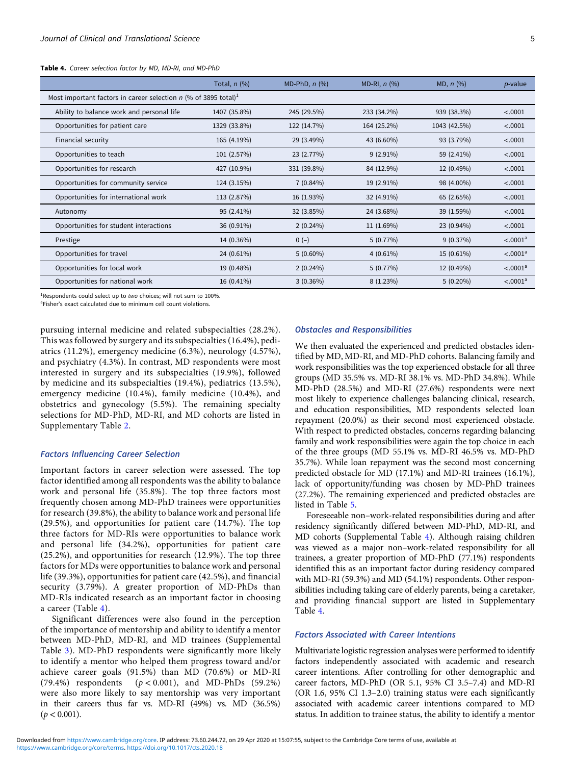**Table 4.** *Career selection factor by MD, MD-RI, and MD-PhD*

| | Total, *n* (%) | MD-PhD, *n* (%) | MD-RI, *n* (%) | MD, *n* (%) | *p*-value |
|---|---|---|---|---|---|
| Most important factors in career selection *n* (% of 3895 total)[1] | | | | | |
| Ability to balance work and personal life | 1407 (35.8%) | 245 (29.5%) | 233 (34.2%) | 939 (38.3%) | <.0001 |
| Opportunities for patient care | 1329 (33.8%) | 122 (14.7%) | 164 (25.2%) | 1043 (42.5%) | <.0001 |
| Financial security | 165 (4.19%) | 29 (3.49%) | 43 (6.60%) | 93 (3.79%) | <.0001 |
| Opportunities to teach | 101 (2.57%) | 23 (2.77%) | 9 (2.91%) | 59 (2.41%) | <.0001 |
| Opportunities for research | 427 (10.9%) | 331 (39.8%) | 84 (12.9%) | 12 (0.49%) | <.0001 |
| Opportunities for community service | 124 (3.15%) | 7 (0.84%) | 19 (2.91%) | 98 (4.00%) | <.0001 |
| Opportunities for international work | 113 (2.87%) | 16 (1.93%) | 32 (4.91%) | 65 (2.65%) | <.0001 |
| Autonomy | 95 (2.41%) | 32 (3.85%) | 24 (3.68%) | 39 (1.59%) | <.0001 |
| Opportunities for student interactions | 36 (0.91%) | 2 (0.24%) | 11 (1.69%) | 23 (0.94%) | <.0001 |
| Prestige | 14 (0.36%) | 0 (–) | 5 (0.77%) | 9 (0.37%) | <.0001[a] |
| Opportunities for travel | 24 (0.61%) | 5 (0.60%) | 4 (0.61%) | 15 (0.61%) | <.0001[a] |
| Opportunities for local work | 19 (0.48%) | 2 (0.24%) | 5 (0.77%) | 12 (0.49%) | <.0001[a] |
| Opportunities for national work | 16 (0.41%) | 3 (0.36%) | 8 (1.23%) | 5 (0.20%) | <.0001[a] |

[1]Respondents could select up to *two* choices; will not sum to 100%.
[a]Fisher's exact calculated due to minimum cell count violations.

pursuing internal medicine and related subspecialties (28.2%). This was followed by surgery and its subspecialties (16.4%), pediatrics (11.2%), emergency medicine (6.3%), neurology (4.57%), and psychiatry (4.3%). In contrast, MD respondents were most interested in surgery and its subspecialties (19.9%), followed by medicine and its subspecialties (19.4%), pediatrics (13.5%), emergency medicine (10.4%), family medicine (10.4%), and obstetrics and gynecology (5.5%). The remaining specialty selections for MD-PhD, MD-RI, and MD cohorts are listed in Supplementary Table 2.

### Factors Influencing Career Selection

Important factors in career selection were assessed. The top factor identified among all respondents was the ability to balance work and personal life (35.8%). The top three factors most frequently chosen among MD-PhD trainees were opportunities for research (39.8%), the ability to balance work and personal life (29.5%), and opportunities for patient care (14.7%). The top three factors for MD-RIs were opportunities to balance work and personal life (34.2%), opportunities for patient care (25.2%), and opportunities for research (12.9%). The top three factors for MDs were opportunities to balance work and personal life (39.3%), opportunities for patient care (42.5%), and financial security (3.79%). A greater proportion of MD-PhDs than MD-RIs indicated research as an important factor in choosing a career (Table 4).

Significant differences were also found in the perception of the importance of mentorship and ability to identify a mentor between MD-PhD, MD-RI, and MD trainees (Supplemental Table 3). MD-PhD respondents were significantly more likely to identify a mentor who helped them progress toward and/or achieve career goals (91.5%) than MD (70.6%) or MD-RI (79.4%) respondents ($p < 0.001$), and MD-PhDs (59.2%) were also more likely to say mentorship was very important in their careers thus far vs. MD-RI (49%) vs. MD (36.5%) ($p < 0.001$).

### Obstacles and Responsibilities

We then evaluated the experienced and predicted obstacles identified by MD, MD-RI, and MD-PhD cohorts. Balancing family and work responsibilities was the top experienced obstacle for all three groups (MD 35.5% vs. MD-RI 38.1% vs. MD-PhD 34.8%). While MD-PhD (28.5%) and MD-RI (27.6%) respondents were next most likely to experience challenges balancing clinical, research, and education responsibilities, MD respondents selected loan repayment (20.0%) as their second most experienced obstacle. With respect to predicted obstacles, concerns regarding balancing family and work responsibilities were again the top choice in each of the three groups (MD 55.1% vs. MD-RI 46.5% vs. MD-PhD 35.7%). While loan repayment was the second most concerning predicted obstacle for MD (17.1%) and MD-RI trainees (16.1%), lack of opportunity/funding was chosen by MD-PhD trainees (27.2%). The remaining experienced and predicted obstacles are listed in Table 5.

Foreseeable non–work-related responsibilities during and after residency significantly differed between MD-PhD, MD-RI, and MD cohorts (Supplemental Table 4). Although raising children was viewed as a major non–work-related responsibility for all trainees, a greater proportion of MD-PhD (77.1%) respondents identified this as an important factor during residency compared with MD-RI (59.3%) and MD (54.1%) respondents. Other responsibilities including taking care of elderly parents, being a caretaker, and providing financial support are listed in Supplementary Table 4.

### Factors Associated with Career Intentions

Multivariate logistic regression analyses were performed to identify factors independently associated with academic and research career intentions. After controlling for other demographic and career factors, MD-PhD (OR 5.1, 95% CI 3.5–7.4) and MD-RI (OR 1.6, 95% CI 1.3–2.0) training status were each significantly associated with academic career intentions compared to MD status. In addition to trainee status, the ability to identify a mentor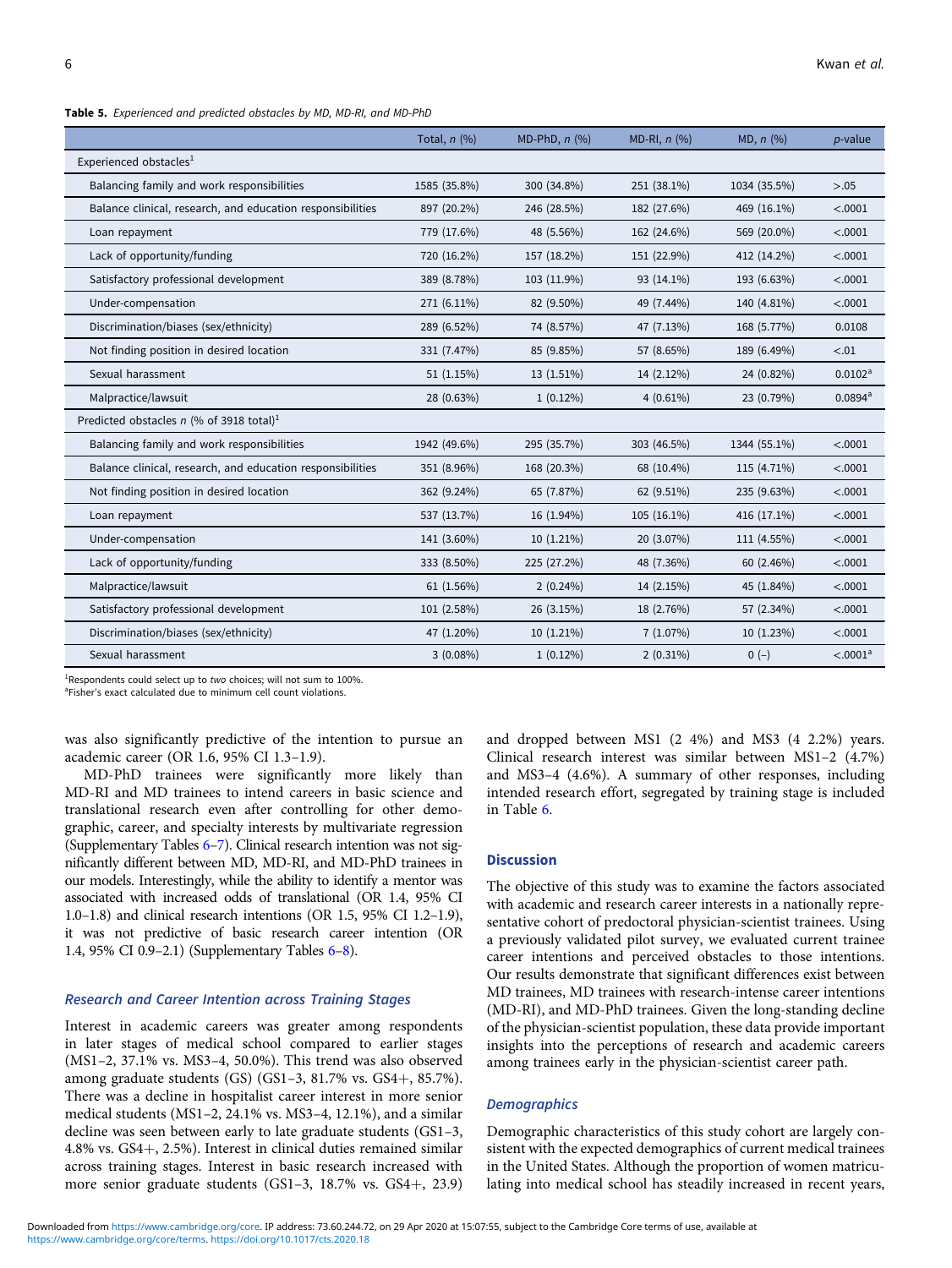**Table 5.** *Experienced and predicted obstacles by MD, MD-RI, and MD-PhD*

| | Total, *n* (%) | MD-PhD, *n* (%) | MD-RI, *n* (%) | MD, *n* (%) | *p*-value |
|---|---|---|---|---|---|
| Experienced obstacles[1] | | | | | |
| Balancing family and work responsibilities | 1585 (35.8%) | 300 (34.8%) | 251 (38.1%) | 1034 (35.5%) | >.05 |
| Balance clinical, research, and education responsibilities | 897 (20.2%) | 246 (28.5%) | 182 (27.6%) | 469 (16.1%) | <.0001 |
| Loan repayment | 779 (17.6%) | 48 (5.56%) | 162 (24.6%) | 569 (20.0%) | <.0001 |
| Lack of opportunity/funding | 720 (16.2%) | 157 (18.2%) | 151 (22.9%) | 412 (14.2%) | <.0001 |
| Satisfactory professional development | 389 (8.78%) | 103 (11.9%) | 93 (14.1%) | 193 (6.63%) | <.0001 |
| Under-compensation | 271 (6.11%) | 82 (9.50%) | 49 (7.44%) | 140 (4.81%) | <.0001 |
| Discrimination/biases (sex/ethnicity) | 289 (6.52%) | 74 (8.57%) | 47 (7.13%) | 168 (5.77%) | 0.0108 |
| Not finding position in desired location | 331 (7.47%) | 85 (9.85%) | 57 (8.65%) | 189 (6.49%) | <.01 |
| Sexual harassment | 51 (1.15%) | 13 (1.51%) | 14 (2.12%) | 24 (0.82%) | 0.0102[a] |
| Malpractice/lawsuit | 28 (0.63%) | 1 (0.12%) | 4 (0.61%) | 23 (0.79%) | 0.0894[a] |
| Predicted obstacles *n* (% of 3918 total)[1] | | | | | |
| Balancing family and work responsibilities | 1942 (49.6%) | 295 (35.7%) | 303 (46.5%) | 1344 (55.1%) | <.0001 |
| Balance clinical, research, and education responsibilities | 351 (8.96%) | 168 (20.3%) | 68 (10.4%) | 115 (4.71%) | <.0001 |
| Not finding position in desired location | 362 (9.24%) | 65 (7.87%) | 62 (9.51%) | 235 (9.63%) | <.0001 |
| Loan repayment | 537 (13.7%) | 16 (1.94%) | 105 (16.1%) | 416 (17.1%) | <.0001 |
| Under-compensation | 141 (3.60%) | 10 (1.21%) | 20 (3.07%) | 111 (4.55%) | <.0001 |
| Lack of opportunity/funding | 333 (8.50%) | 225 (27.2%) | 48 (7.36%) | 60 (2.46%) | <.0001 |
| Malpractice/lawsuit | 61 (1.56%) | 2 (0.24%) | 14 (2.15%) | 45 (1.84%) | <.0001 |
| Satisfactory professional development | 101 (2.58%) | 26 (3.15%) | 18 (2.76%) | 57 (2.34%) | <.0001 |
| Discrimination/biases (sex/ethnicity) | 47 (1.20%) | 10 (1.21%) | 7 (1.07%) | 10 (1.23%) | <.0001 |
| Sexual harassment | 3 (0.08%) | 1 (0.12%) | 2 (0.31%) | 0 (–) | <.0001[a] |

[1]Respondents could select up to *two* choices; will not sum to 100%.
[a]Fisher's exact calculated due to minimum cell count violations.

was also significantly predictive of the intention to pursue an academic career (OR 1.6, 95% CI 1.3–1.9).

MD-PhD trainees were significantly more likely than MD-RI and MD trainees to intend careers in basic science and translational research even after controlling for other demographic, career, and specialty interests by multivariate regression (Supplementary Tables 6–7). Clinical research intention was not significantly different between MD, MD-RI, and MD-PhD trainees in our models. Interestingly, while the ability to identify a mentor was associated with increased odds of translational (OR 1.4, 95% CI 1.0–1.8) and clinical research intentions (OR 1.5, 95% CI 1.2–1.9), it was not predictive of basic research career intention (OR 1.4, 95% CI 0.9–2.1) (Supplementary Tables 6–8).

### *Research and Career Intention across Training Stages*

Interest in academic careers was greater among respondents in later stages of medical school compared to earlier stages (MS1–2, 37.1% vs. MS3–4, 50.0%). This trend was also observed among graduate students (GS) (GS1–3, 81.7% vs. GS4+, 85.7%). There was a decline in hospitalist career interest in more senior medical students (MS1–2, 24.1% vs. MS3–4, 12.1%), and a similar decline was seen between early to late graduate students (GS1–3, 4.8% vs. GS4+, 2.5%). Interest in clinical duties remained similar across training stages. Interest in basic research increased with more senior graduate students (GS1–3, 18.7% vs. GS4+, 23.9) and dropped between MS1 (2 4%) and MS3 (4 2.2%) years. Clinical research interest was similar between MS1–2 (4.7%) and MS3–4 (4.6%). A summary of other responses, including intended research effort, segregated by training stage is included in Table 6.

## Discussion

The objective of this study was to examine the factors associated with academic and research career interests in a nationally representative cohort of predoctoral physician-scientist trainees. Using a previously validated pilot survey, we evaluated current trainee career intentions and perceived obstacles to those intentions. Our results demonstrate that significant differences exist between MD trainees, MD trainees with research-intense career intentions (MD-RI), and MD-PhD trainees. Given the long-standing decline of the physician-scientist population, these data provide important insights into the perceptions of research and academic careers among trainees early in the physician-scientist career path.

### *Demographics*

Demographic characteristics of this study cohort are largely consistent with the expected demographics of current medical trainees in the United States. Although the proportion of women matriculating into medical school has steadily increased in recent years,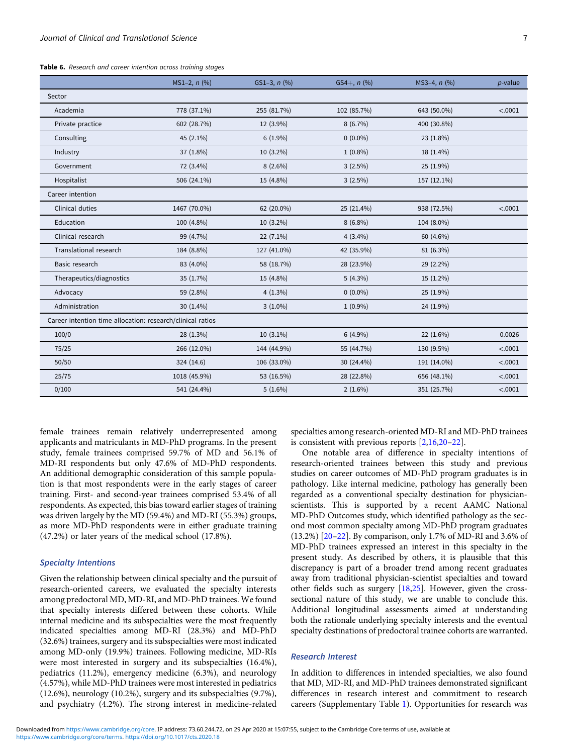**Table 6.** *Research and career intention across training stages*

| | MS1–2, *n* (%) | GS1–3, *n* (%) | GS4+, *n* (%) | MS3–4, *n* (%) | *p*-value |
|---|---|---|---|---|---|
| Sector | | | | | |
| Academia | 778 (37.1%) | 255 (81.7%) | 102 (85.7%) | 643 (50.0%) | <.0001 |
| Private practice | 602 (28.7%) | 12 (3.9%) | 8 (6.7%) | 400 (30.8%) | |
| Consulting | 45 (2.1%) | 6 (1.9%) | 0 (0.0%) | 23 (1.8%) | |
| Industry | 37 (1.8%) | 10 (3.2%) | 1 (0.8%) | 18 (1.4%) | |
| Government | 72 (3.4%) | 8 (2.6%) | 3 (2.5%) | 25 (1.9%) | |
| Hospitalist | 506 (24.1%) | 15 (4.8%) | 3 (2.5%) | 157 (12.1%) | |
| Career intention | | | | | |
| Clinical duties | 1467 (70.0%) | 62 (20.0%) | 25 (21.4%) | 938 (72.5%) | <.0001 |
| Education | 100 (4.8%) | 10 (3.2%) | 8 (6.8%) | 104 (8.0%) | |
| Clinical research | 99 (4.7%) | 22 (7.1%) | 4 (3.4%) | 60 (4.6%) | |
| Translational research | 184 (8.8%) | 127 (41.0%) | 42 (35.9%) | 81 (6.3%) | |
| Basic research | 83 (4.0%) | 58 (18.7%) | 28 (23.9%) | 29 (2.2%) | |
| Therapeutics/diagnostics | 35 (1.7%) | 15 (4.8%) | 5 (4.3%) | 15 (1.2%) | |
| Advocacy | 59 (2.8%) | 4 (1.3%) | 0 (0.0%) | 25 (1.9%) | |
| Administration | 30 (1.4%) | 3 (1.0%) | 1 (0.9%) | 24 (1.9%) | |
| Career intention time allocation: research/clinical ratios | | | | | |
| 100/0 | 28 (1.3%) | 10 (3.1%) | 6 (4.9%) | 22 (1.6%) | 0.0026 |
| 75/25 | 266 (12.0%) | 144 (44.9%) | 55 (44.7%) | 130 (9.5%) | <.0001 |
| 50/50 | 324 (14.6) | 106 (33.0%) | 30 (24.4%) | 191 (14.0%) | <.0001 |
| 25/75 | 1018 (45.9%) | 53 (16.5%) | 28 (22.8%) | 656 (48.1%) | <.0001 |
| 0/100 | 541 (24.4%) | 5 (1.6%) | 2 (1.6%) | 351 (25.7%) | <.0001 |

female trainees remain relatively underrepresented among applicants and matriculants in MD-PhD programs. In the present study, female trainees comprised 59.7% of MD and 56.1% of MD-RI respondents but only 47.6% of MD-PhD respondents. An additional demographic consideration of this sample population is that most respondents were in the early stages of career training. First- and second-year trainees comprised 53.4% of all respondents. As expected, this bias toward earlier stages of training was driven largely by the MD (59.4%) and MD-RI (55.3%) groups, as more MD-PhD respondents were in either graduate training (47.2%) or later years of the medical school (17.8%).

### Specialty Intentions

Given the relationship between clinical specialty and the pursuit of research-oriented careers, we evaluated the specialty interests among predoctoral MD, MD-RI, and MD-PhD trainees. We found that specialty interests differed between these cohorts. While internal medicine and its subspecialties were the most frequently indicated specialties among MD-RI (28.3%) and MD-PhD (32.6%) trainees, surgery and its subspecialties were most indicated among MD-only (19.9%) trainees. Following medicine, MD-RIs were most interested in surgery and its subspecialties (16.4%), pediatrics (11.2%), emergency medicine (6.3%), and neurology (4.57%), while MD-PhD trainees were most interested in pediatrics (12.6%), neurology (10.2%), surgery and its subspecialties (9.7%), and psychiatry (4.2%). The strong interest in medicine-related specialties among research-oriented MD-RI and MD-PhD trainees is consistent with previous reports [2,16,20–22].

One notable area of difference in specialty intentions of research-oriented trainees between this study and previous studies on career outcomes of MD-PhD program graduates is in pathology. Like internal medicine, pathology has generally been regarded as a conventional specialty destination for physician-scientists. This is supported by a recent AAMC National MD-PhD Outcomes study, which identified pathology as the second most common specialty among MD-PhD program graduates (13.2%) [20–22]. By comparison, only 1.7% of MD-RI and 3.6% of MD-PhD trainees expressed an interest in this specialty in the present study. As described by others, it is plausible that this discrepancy is part of a broader trend among recent graduates away from traditional physician-scientist specialties and toward other fields such as surgery [18,25]. However, given the cross-sectional nature of this study, we are unable to conclude this. Additional longitudinal assessments aimed at understanding both the rationale underlying specialty interests and the eventual specialty destinations of predoctoral trainee cohorts are warranted.

### Research Interest

In addition to differences in intended specialties, we also found that MD, MD-RI, and MD-PhD trainees demonstrated significant differences in research interest and commitment to research careers (Supplementary Table 1). Opportunities for research was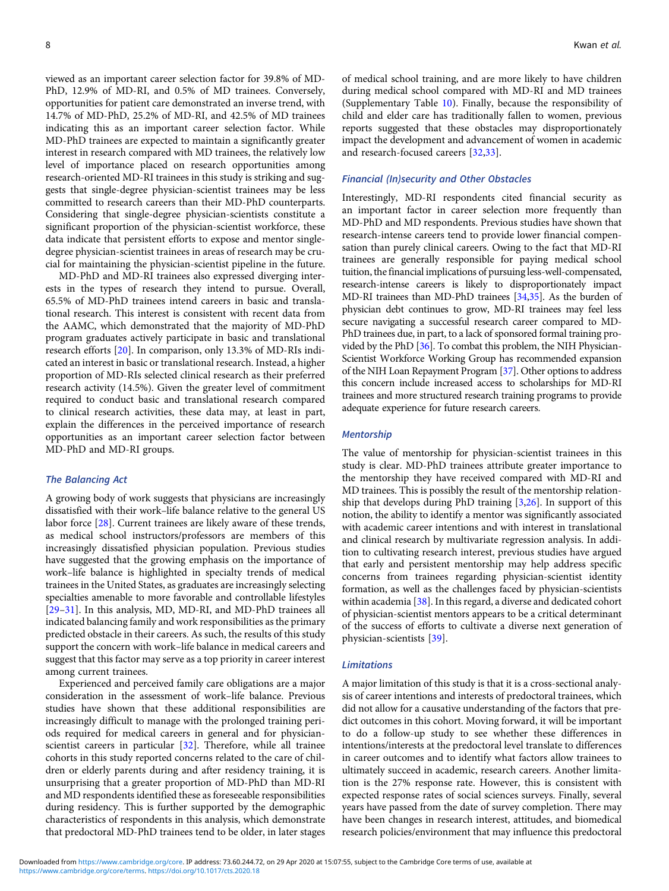viewed as an important career selection factor for 39.8% of MD-PhD, 12.9% of MD-RI, and 0.5% of MD trainees. Conversely, opportunities for patient care demonstrated an inverse trend, with 14.7% of MD-PhD, 25.2% of MD-RI, and 42.5% of MD trainees indicating this as an important career selection factor. While MD-PhD trainees are expected to maintain a significantly greater interest in research compared with MD trainees, the relatively low level of importance placed on research opportunities among research-oriented MD-RI trainees in this study is striking and suggests that single-degree physician-scientist trainees may be less committed to research careers than their MD-PhD counterparts. Considering that single-degree physician-scientists constitute a significant proportion of the physician-scientist workforce, these data indicate that persistent efforts to expose and mentor single-degree physician-scientist trainees in areas of research may be crucial for maintaining the physician-scientist pipeline in the future.

MD-PhD and MD-RI trainees also expressed diverging interests in the types of research they intend to pursue. Overall, 65.5% of MD-PhD trainees intend careers in basic and translational research. This interest is consistent with recent data from the AAMC, which demonstrated that the majority of MD-PhD program graduates actively participate in basic and translational research efforts [20]. In comparison, only 13.3% of MD-RIs indicated an interest in basic or translational research. Instead, a higher proportion of MD-RIs selected clinical research as their preferred research activity (14.5%). Given the greater level of commitment required to conduct basic and translational research compared to clinical research activities, these data may, at least in part, explain the differences in the perceived importance of research opportunities as an important career selection factor between MD-PhD and MD-RI groups.

### *The Balancing Act*

A growing body of work suggests that physicians are increasingly dissatisfied with their work–life balance relative to the general US labor force [28]. Current trainees are likely aware of these trends, as medical school instructors/professors are members of this increasingly dissatisfied physician population. Previous studies have suggested that the growing emphasis on the importance of work–life balance is highlighted in specialty trends of medical trainees in the United States, as graduates are increasingly selecting specialties amenable to more favorable and controllable lifestyles [29–31]. In this analysis, MD, MD-RI, and MD-PhD trainees all indicated balancing family and work responsibilities as the primary predicted obstacle in their careers. As such, the results of this study support the concern with work–life balance in medical careers and suggest that this factor may serve as a top priority in career interest among current trainees.

Experienced and perceived family care obligations are a major consideration in the assessment of work–life balance. Previous studies have shown that these additional responsibilities are increasingly difficult to manage with the prolonged training periods required for medical careers in general and for physician-scientist careers in particular [32]. Therefore, while all trainee cohorts in this study reported concerns related to the care of children or elderly parents during and after residency training, it is unsurprising that a greater proportion of MD-PhD than MD-RI and MD respondents identified these as foreseeable responsibilities during residency. This is further supported by the demographic characteristics of respondents in this analysis, which demonstrate that predoctoral MD-PhD trainees tend to be older, in later stages of medical school training, and are more likely to have children during medical school compared with MD-RI and MD trainees (Supplementary Table 10). Finally, because the responsibility of child and elder care has traditionally fallen to women, previous reports suggested that these obstacles may disproportionately impact the development and advancement of women in academic and research-focused careers [32,33].

### *Financial (In)security and Other Obstacles*

Interestingly, MD-RI respondents cited financial security as an important factor in career selection more frequently than MD-PhD and MD respondents. Previous studies have shown that research-intense careers tend to provide lower financial compensation than purely clinical careers. Owing to the fact that MD-RI trainees are generally responsible for paying medical school tuition, the financial implications of pursuing less-well-compensated, research-intense careers is likely to disproportionately impact MD-RI trainees than MD-PhD trainees [34,35]. As the burden of physician debt continues to grow, MD-RI trainees may feel less secure navigating a successful research career compared to MD-PhD trainees due, in part, to a lack of sponsored formal training provided by the PhD [36]. To combat this problem, the NIH Physician-Scientist Workforce Working Group has recommended expansion of the NIH Loan Repayment Program [37]. Other options to address this concern include increased access to scholarships for MD-RI trainees and more structured research training programs to provide adequate experience for future research careers.

### *Mentorship*

The value of mentorship for physician-scientist trainees in this study is clear. MD-PhD trainees attribute greater importance to the mentorship they have received compared with MD-RI and MD trainees. This is possibly the result of the mentorship relationship that develops during PhD training [3,26]. In support of this notion, the ability to identify a mentor was significantly associated with academic career intentions and with interest in translational and clinical research by multivariate regression analysis. In addition to cultivating research interest, previous studies have argued that early and persistent mentorship may help address specific concerns from trainees regarding physician-scientist identity formation, as well as the challenges faced by physician-scientists within academia [38]. In this regard, a diverse and dedicated cohort of physician-scientist mentors appears to be a critical determinant of the success of efforts to cultivate a diverse next generation of physician-scientists [39].

### *Limitations*

A major limitation of this study is that it is a cross-sectional analysis of career intentions and interests of predoctoral trainees, which did not allow for a causative understanding of the factors that predict outcomes in this cohort. Moving forward, it will be important to do a follow-up study to see whether these differences in intentions/interests at the predoctoral level translate to differences in career outcomes and to identify what factors allow trainees to ultimately succeed in academic, research careers. Another limitation is the 27% response rate. However, this is consistent with expected response rates of social sciences surveys. Finally, several years have passed from the date of survey completion. There may have been changes in research interest, attitudes, and biomedical research policies/environment that may influence this predoctoral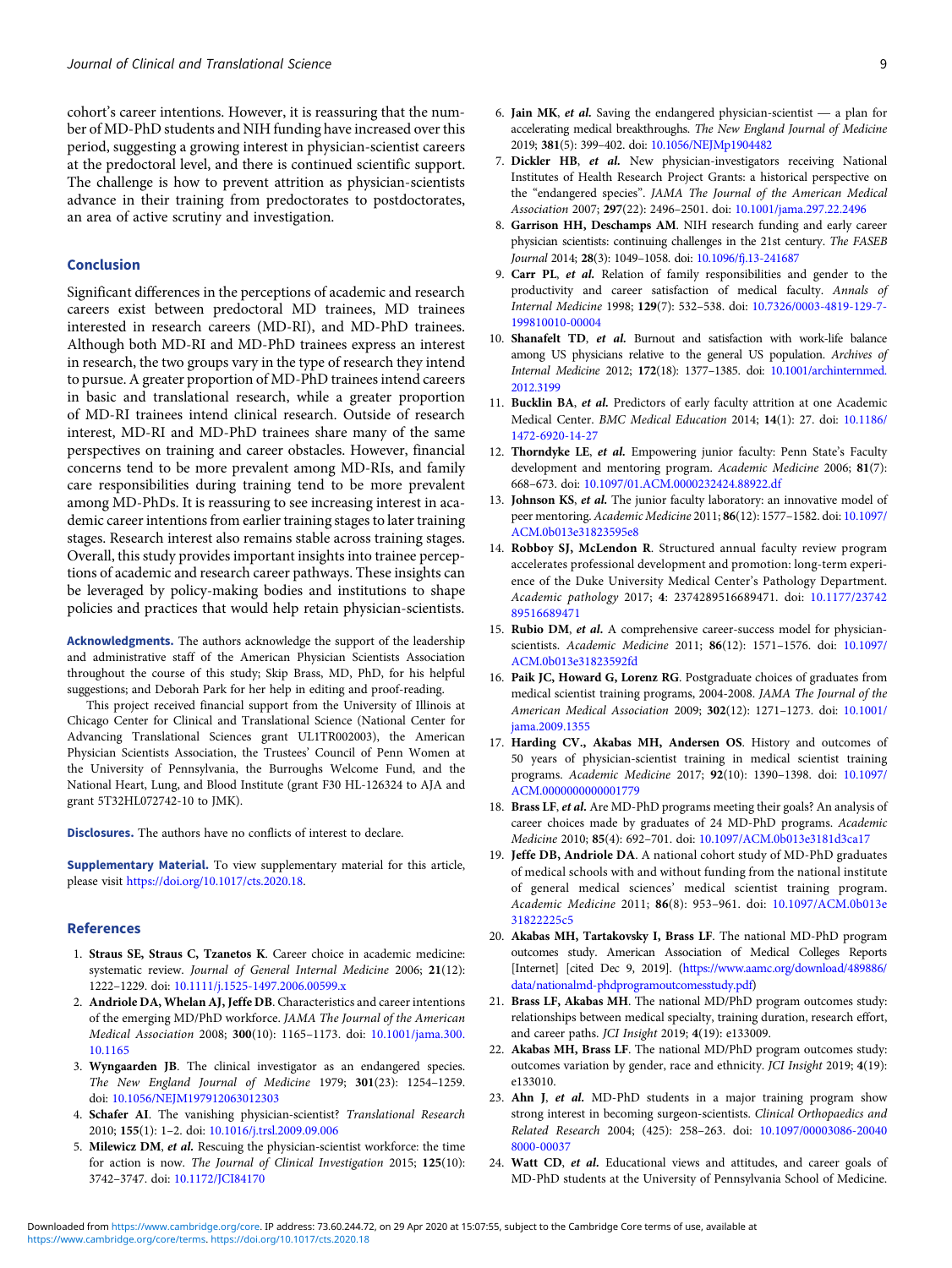cohort's career intentions. However, it is reassuring that the number of MD-PhD students and NIH funding have increased over this period, suggesting a growing interest in physician-scientist careers at the predoctoral level, and there is continued scientific support. The challenge is how to prevent attrition as physician-scientists advance in their training from predoctorates to postdoctorates, an area of active scrutiny and investigation.

## Conclusion

Significant differences in the perceptions of academic and research careers exist between predoctoral MD trainees, MD trainees interested in research careers (MD-RI), and MD-PhD trainees. Although both MD-RI and MD-PhD trainees express an interest in research, the two groups vary in the type of research they intend to pursue. A greater proportion of MD-PhD trainees intend careers in basic and translational research, while a greater proportion of MD-RI trainees intend clinical research. Outside of research interest, MD-RI and MD-PhD trainees share many of the same perspectives on training and career obstacles. However, financial concerns tend to be more prevalent among MD-RIs, and family care responsibilities during training tend to be more prevalent among MD-PhDs. It is reassuring to see increasing interest in academic career intentions from earlier training stages to later training stages. Research interest also remains stable across training stages. Overall, this study provides important insights into trainee perceptions of academic and research career pathways. These insights can be leveraged by policy-making bodies and institutions to shape policies and practices that would help retain physician-scientists.

**Acknowledgments.** The authors acknowledge the support of the leadership and administrative staff of the American Physician Scientists Association throughout the course of this study; Skip Brass, MD, PhD, for his helpful suggestions; and Deborah Park for her help in editing and proof-reading.

This project received financial support from the University of Illinois at Chicago Center for Clinical and Translational Science (National Center for Advancing Translational Sciences grant UL1TR002003), the American Physician Scientists Association, the Trustees' Council of Penn Women at the University of Pennsylvania, the Burroughs Welcome Fund, and the National Heart, Lung, and Blood Institute (grant F30 HL-126324 to AJA and grant 5T32HL072742-10 to JMK).

**Disclosures.** The authors have no conflicts of interest to declare.

**Supplementary Material.** To view supplementary material for this article, please visit https://doi.org/10.1017/cts.2020.18.

## References

1. **Straus SE, Straus C, Tzanetos K**. Career choice in academic medicine: systematic review. *Journal of General Internal Medicine* 2006; **21**(12): 1222–1229. doi: 10.1111/j.1525-1497.2006.00599.x
2. **Andriole DA, Whelan AJ, Jeffe DB**. Characteristics and career intentions of the emerging MD/PhD workforce. *JAMA The Journal of the American Medical Association* 2008; **300**(10): 1165–1173. doi: 10.1001/jama.300.10.1165
3. **Wyngaarden JB**. The clinical investigator as an endangered species. *The New England Journal of Medicine* 1979; **301**(23): 1254–1259. doi: 10.1056/NEJM197912063012303
4. **Schafer AI**. The vanishing physician-scientist? *Translational Research* 2010; **155**(1): 1–2. doi: 10.1016/j.trsl.2009.09.006
5. **Milewicz DM, *et al.*** Rescuing the physician-scientist workforce: the time for action is now. *The Journal of Clinical Investigation* 2015; **125**(10): 3742–3747. doi: 10.1172/JCI84170
6. **Jain MK, *et al.*** Saving the endangered physician-scientist — a plan for accelerating medical breakthroughs. *The New England Journal of Medicine* 2019; **381**(5): 399–402. doi: 10.1056/NEJMp1904482
7. **Dickler HB, *et al.*** New physician-investigators receiving National Institutes of Health Research Project Grants: a historical perspective on the "endangered species". *JAMA The Journal of the American Medical Association* 2007; **297**(22): 2496–2501. doi: 10.1001/jama.297.22.2496
8. **Garrison HH, Deschamps AM**. NIH research funding and early career physician scientists: continuing challenges in the 21st century. *The FASEB Journal* 2014; **28**(3): 1049–1058. doi: 10.1096/fj.13-241687
9. **Carr PL, *et al.*** Relation of family responsibilities and gender to the productivity and career satisfaction of medical faculty. *Annals of Internal Medicine* 1998; **129**(7): 532–538. doi: 10.7326/0003-4819-129-7-199810010-00004
10. **Shanafelt TD, *et al.*** Burnout and satisfaction with work-life balance among US physicians relative to the general US population. *Archives of Internal Medicine* 2012; **172**(18): 1377–1385. doi: 10.1001/archinternmed.2012.3199
11. **Bucklin BA, *et al.*** Predictors of early faculty attrition at one Academic Medical Center. *BMC Medical Education* 2014; **14**(1): 27. doi: 10.1186/1472-6920-14-27
12. **Thorndyke LE, *et al.*** Empowering junior faculty: Penn State's Faculty development and mentoring program. *Academic Medicine* 2006; **81**(7): 668–673. doi: 10.1097/01.ACM.0000232424.88922.df
13. **Johnson KS, *et al.*** The junior faculty laboratory: an innovative model of peer mentoring. *Academic Medicine* 2011; **86**(12): 1577–1582. doi: 10.1097/ACM.0b013e31823595e8
14. **Robboy SJ, McLendon R**. Structured annual faculty review program accelerates professional development and promotion: long-term experience of the Duke University Medical Center's Pathology Department. *Academic pathology* 2017; **4**: 2374289516689471. doi: 10.1177/2374289516689471
15. **Rubio DM, *et al.*** A comprehensive career-success model for physician-scientists. *Academic Medicine* 2011; **86**(12): 1571–1576. doi: 10.1097/ACM.0b013e31823592fd
16. **Paik JC, Howard G, Lorenz RG**. Postgraduate choices of graduates from medical scientist training programs, 2004-2008. *JAMA The Journal of the American Medical Association* 2009; **302**(12): 1271–1273. doi: 10.1001/jama.2009.1355
17. **Harding CV., Akabas MH, Andersen OS**. History and outcomes of 50 years of physician-scientist training in medical scientist training programs. *Academic Medicine* 2017; **92**(10): 1390–1398. doi: 10.1097/ACM.0000000000001779
18. **Brass LF, *et al.*** Are MD-PhD programs meeting their goals? An analysis of career choices made by graduates of 24 MD-PhD programs. *Academic Medicine* 2010; **85**(4): 692–701. doi: 10.1097/ACM.0b013e3181d3ca17
19. **Jeffe DB, Andriole DA**. A national cohort study of MD-PhD graduates of medical schools with and without funding from the national institute of general medical sciences' medical scientist training program. *Academic Medicine* 2011; **86**(8): 953–961. doi: 10.1097/ACM.0b013e31822225c5
20. **Akabas MH, Tartakovsky I, Brass LF**. The national MD-PhD program outcomes study. American Association of Medical Colleges Reports [Internet] [cited Dec 9, 2019]. (https://www.aamc.org/download/489886/data/nationalmd-phdprogramoutcomesstudy.pdf)
21. **Brass LF, Akabas MH**. The national MD/PhD program outcomes study: relationships between medical specialty, training duration, research effort, and career paths. *JCI Insight* 2019; **4**(19): e133009.
22. **Akabas MH, Brass LF**. The national MD/PhD program outcomes study: outcomes variation by gender, race and ethnicity. *JCI Insight* 2019; **4**(19): e133010.
23. **Ahn J, *et al.*** MD-PhD students in a major training program show strong interest in becoming surgeon-scientists. *Clinical Orthopaedics and Related Research* 2004; (425): 258–263. doi: 10.1097/00003086-200408000-00037
24. **Watt CD, *et al.*** Educational views and attitudes, and career goals of MD-PhD students at the University of Pennsylvania School of Medicine.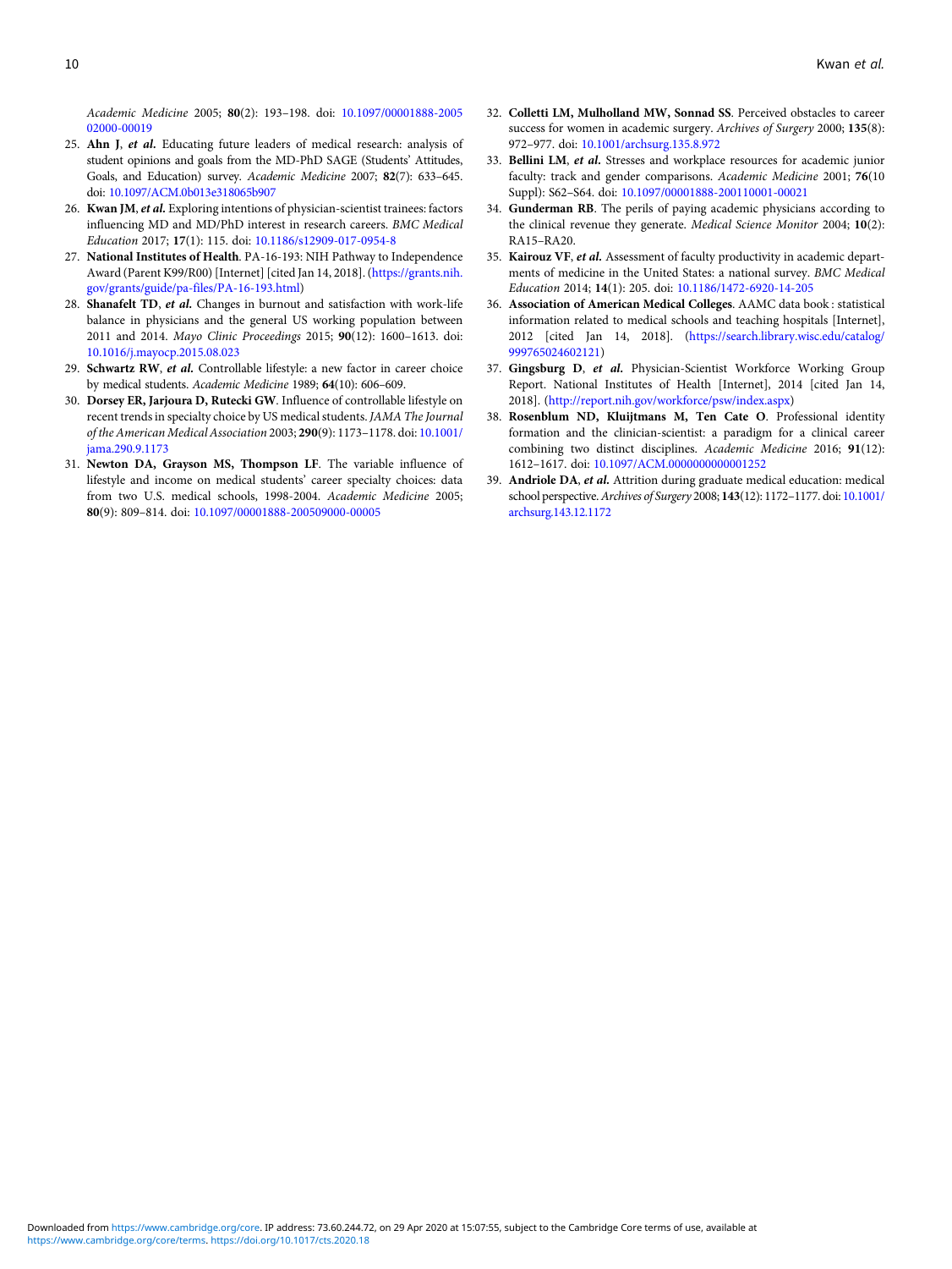*Academic Medicine* 2005; **80**(2): 193–198. doi: 10.1097/00001888-200502000-00019

25. **Ahn J**, ***et al.*** Educating future leaders of medical research: analysis of student opinions and goals from the MD-PhD SAGE (Students' Attitudes, Goals, and Education) survey. *Academic Medicine* 2007; **82**(7): 633–645. doi: 10.1097/ACM.0b013e318065b907
26. **Kwan JM**, ***et al.*** Exploring intentions of physician-scientist trainees: factors influencing MD and MD/PhD interest in research careers. *BMC Medical Education* 2017; **17**(1): 115. doi: 10.1186/s12909-017-0954-8
27. **National Institutes of Health**. PA-16-193: NIH Pathway to Independence Award (Parent K99/R00) [Internet] [cited Jan 14, 2018]. (https://grants.nih.gov/grants/guide/pa-files/PA-16-193.html)
28. **Shanafelt TD**, ***et al.*** Changes in burnout and satisfaction with work-life balance in physicians and the general US working population between 2011 and 2014. *Mayo Clinic Proceedings* 2015; **90**(12): 1600–1613. doi: 10.1016/j.mayocp.2015.08.023
29. **Schwartz RW**, ***et al.*** Controllable lifestyle: a new factor in career choice by medical students. *Academic Medicine* 1989; **64**(10): 606–609.
30. **Dorsey ER, Jarjoura D, Rutecki GW**. Influence of controllable lifestyle on recent trends in specialty choice by US medical students. *JAMA The Journal of the American Medical Association* 2003; **290**(9): 1173–1178. doi: 10.1001/jama.290.9.1173
31. **Newton DA, Grayson MS, Thompson LF**. The variable influence of lifestyle and income on medical students' career specialty choices: data from two U.S. medical schools, 1998-2004. *Academic Medicine* 2005; **80**(9): 809–814. doi: 10.1097/00001888-200509000-00005
32. **Colletti LM, Mulholland MW, Sonnad SS**. Perceived obstacles to career success for women in academic surgery. *Archives of Surgery* 2000; **135**(8): 972–977. doi: 10.1001/archsurg.135.8.972
33. **Bellini LM**, ***et al.*** Stresses and workplace resources for academic junior faculty: track and gender comparisons. *Academic Medicine* 2001; **76**(10 Suppl): S62–S64. doi: 10.1097/00001888-200110001-00021
34. **Gunderman RB**. The perils of paying academic physicians according to the clinical revenue they generate. *Medical Science Monitor* 2004; **10**(2): RA15–RA20.
35. **Kairouz VF**, ***et al.*** Assessment of faculty productivity in academic departments of medicine in the United States: a national survey. *BMC Medical Education* 2014; **14**(1): 205. doi: 10.1186/1472-6920-14-205
36. **Association of American Medical Colleges**. AAMC data book : statistical information related to medical schools and teaching hospitals [Internet], 2012 [cited Jan 14, 2018]. (https://search.library.wisc.edu/catalog/999765024602121)
37. **Gingsburg D**, ***et al.*** Physician-Scientist Workforce Working Group Report. National Institutes of Health [Internet], 2014 [cited Jan 14, 2018]. (http://report.nih.gov/workforce/psw/index.aspx)
38. **Rosenblum ND, Kluijtmans M, Ten Cate O**. Professional identity formation and the clinician-scientist: a paradigm for a clinical career combining two distinct disciplines. *Academic Medicine* 2016; **91**(12): 1612–1617. doi: 10.1097/ACM.0000000000001252
39. **Andriole DA**, ***et al.*** Attrition during graduate medical education: medical school perspective. *Archives of Surgery* 2008; **143**(12): 1172–1177. doi: 10.1001/archsurg.143.12.1172